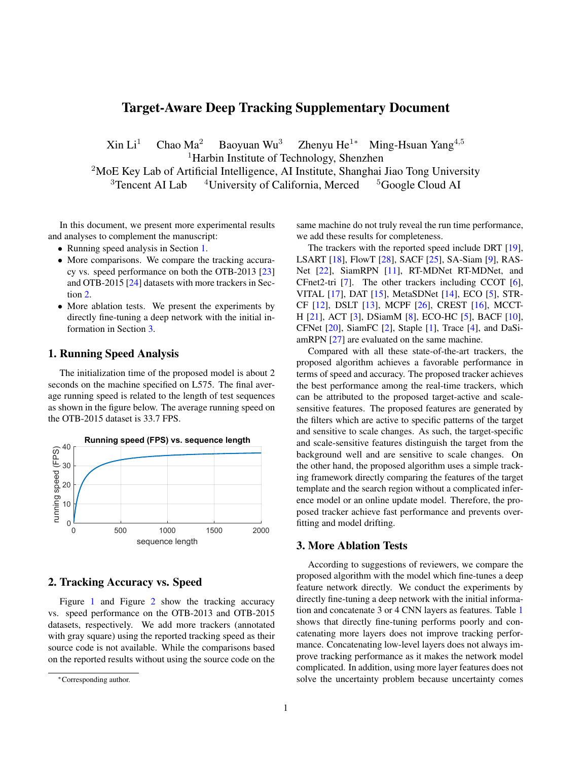# Target-Aware Deep Tracking Supplementary Document

Xin Li[1] Chao Ma[2] Baoyuan Wu[3] Zhenyu He[1*] Ming-Hsuan Yang[4,5]

[1]Harbin Institute of Technology, Shenzhen

[2]MoE Key Lab of Artificial Intelligence, AI Institute, Shanghai Jiao Tong University

[3]Tencent AI Lab [4]University of California, Merced [5]Google Cloud AI

In this document, we present more experimental results and analyses to complement the manuscript:

- Running speed analysis in Section 1.
- More comparisons. We compare the tracking accuracy vs. speed performance on both the OTB-2013 [23] and OTB-2015 [24] datasets with more trackers in Section 2.
- More ablation tests. We present the experiments by directly fine-tuning a deep network with the initial information in Section 3.

## 1. Running Speed Analysis

The initialization time of the proposed model is about 2 seconds on the machine specified on L575. The final average running speed is related to the length of test sequences as shown in the figure below. The average running speed on the OTB-2015 dataset is 33.7 FPS.

## 2. Tracking Accuracy vs. Speed

Figure 1 and Figure 2 show the tracking accuracy vs. speed performance on the OTB-2013 and OTB-2015 datasets, respectively. We add more trackers (annotated with gray square) using the reported tracking speed as their source code is not available. While the comparisons based on the reported results without using the source code on the same machine do not truly reveal the run time performance, we add these results for completeness.

The trackers with the reported speed include DRT [19], LSART [18], FlowT [28], SACF [25], SA-Siam [9], RASNet [22], SiamRPN [11], RT-MDNet RT-MDNet, and CFnet2-tri [7]. The other trackers including CCOT [6], VITAL [17], DAT [15], MetaSDNet [14], ECO [5], STRCF [12], DSLT [13], MCPF [26], CREST [16], MCCT-H [21], ACT [3], DSiamM [8], ECO-HC [5], BACF [10], CFNet [20], SiamFC [2], Staple [1], Trace [4], and DaSiamRPN [27] are evaluated on the same machine.

Compared with all these state-of-the-art trackers, the proposed algorithm achieves a favorable performance in terms of speed and accuracy. The proposed tracker achieves the best performance among the real-time trackers, which can be attributed to the proposed target-active and scale-sensitive features. The proposed features are generated by the filters which are active to specific patterns of the target and sensitive to scale changes. As such, the target-specific and scale-sensitive features distinguish the target from the background well and are sensitive to scale changes. On the other hand, the proposed algorithm uses a simple tracking framework directly comparing the features of the target template and the search region without a complicated inference model or an online update model. Therefore, the proposed tracker achieve fast performance and prevents overfitting and model drifting.

## 3. More Ablation Tests

According to suggestions of reviewers, we compare the proposed algorithm with the model which fine-tunes a deep feature network directly. We conduct the experiments by directly fine-tuning a deep network with the initial information and concatenate 3 or 4 CNN layers as features. Table 1 shows that directly fine-tuning performs poorly and concatenating more layers does not improve tracking performance. Concatenating low-level layers does not always improve tracking performance as it makes the network model complicated. In addition, using more layer features does not solve the uncertainty problem because uncertainty comes

*Corresponding author.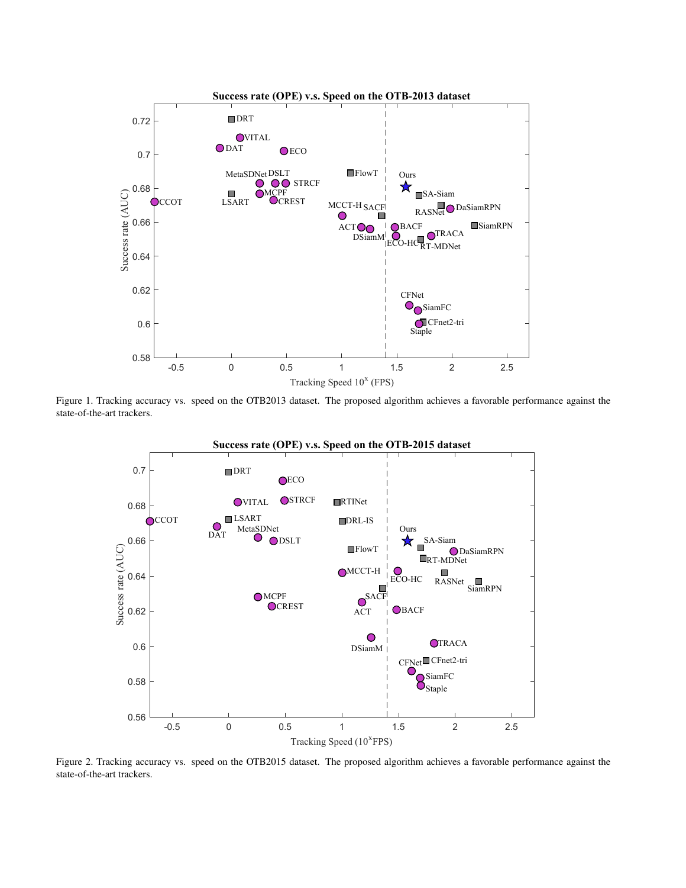Figure 1. Tracking accuracy vs. speed on the OTB2013 dataset. The proposed algorithm achieves a favorable performance against the state-of-the-art trackers.

Figure 2. Tracking accuracy vs. speed on the OTB2015 dataset. The proposed algorithm achieves a favorable performance against the state-of-the-art trackers.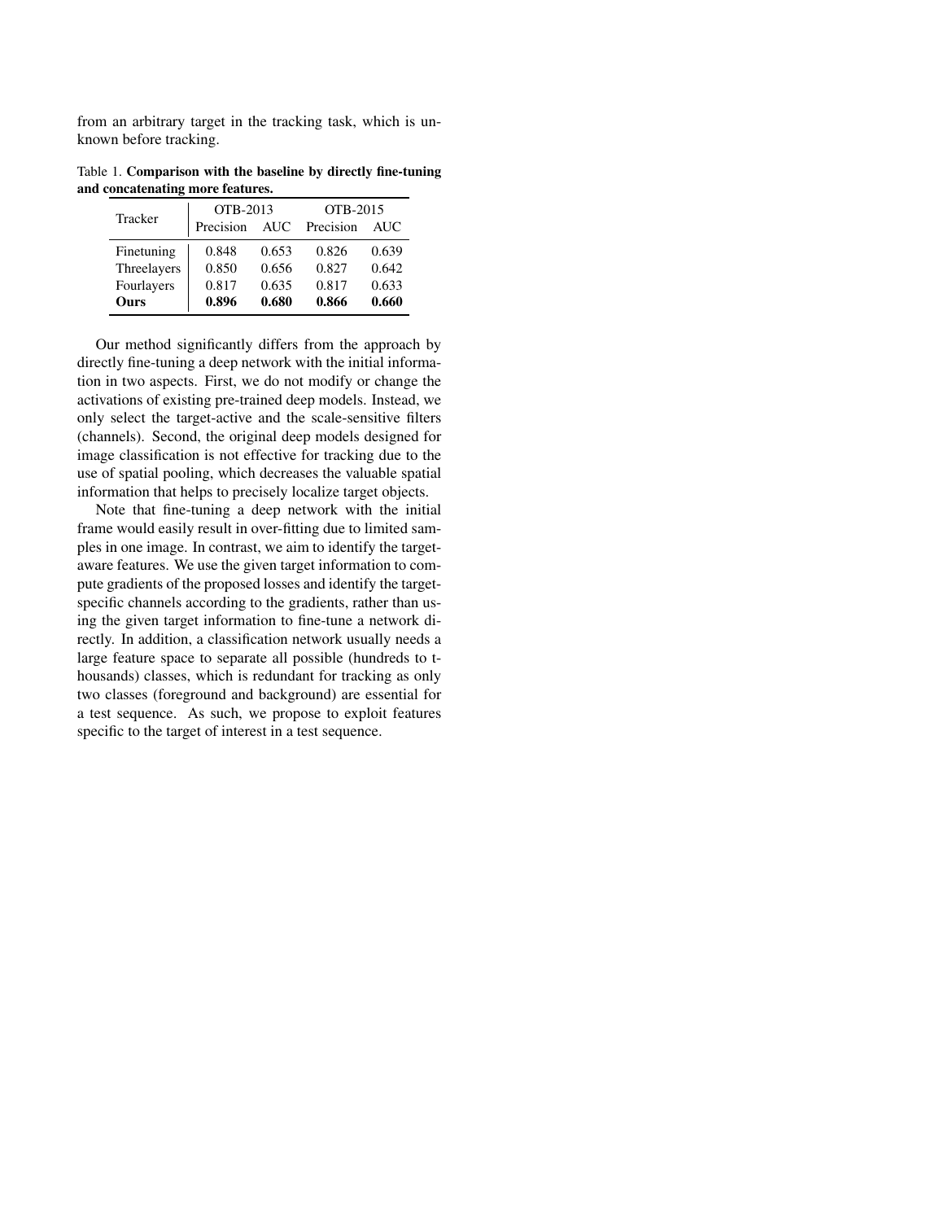from an arbitrary target in the tracking task, which is unknown before tracking.

Table 1. **Comparison with the baseline by directly fine-tuning and concatenating more features.**

| Tracker | OTB-2013 | | OTB-2015 | |
|---|---|---|---|---|
| | Precision | AUC | Precision | AUC |
| Finetuning | 0.848 | 0.653 | 0.826 | 0.639 |
| Threelayers | 0.850 | 0.656 | 0.827 | 0.642 |
| Fourlayers | 0.817 | 0.635 | 0.817 | 0.633 |
| **Ours** | **0.896** | **0.680** | **0.866** | **0.660** |

Our method significantly differs from the approach by directly fine-tuning a deep network with the initial information in two aspects. First, we do not modify or change the activations of existing pre-trained deep models. Instead, we only select the target-active and the scale-sensitive filters (channels). Second, the original deep models designed for image classification is not effective for tracking due to the use of spatial pooling, which decreases the valuable spatial information that helps to precisely localize target objects.

Note that fine-tuning a deep network with the initial frame would easily result in over-fitting due to limited samples in one image. In contrast, we aim to identify the target-aware features. We use the given target information to compute gradients of the proposed losses and identify the target-specific channels according to the gradients, rather than using the given target information to fine-tune a network directly. In addition, a classification network usually needs a large feature space to separate all possible (hundreds to thousands) classes, which is redundant for tracking as only two classes (foreground and background) are essential for a test sequence. As such, we propose to exploit features specific to the target of interest in a test sequence.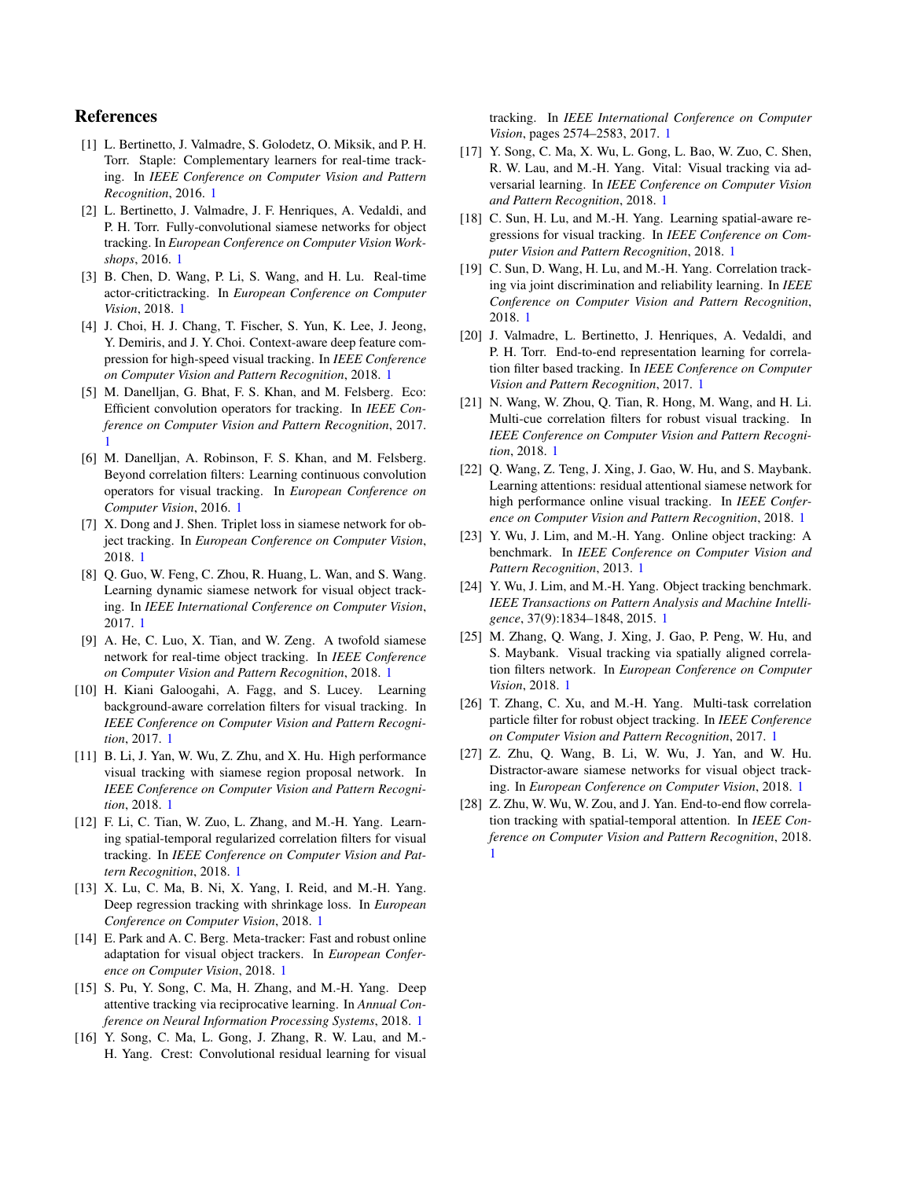## References

[1] L. Bertinetto, J. Valmadre, S. Golodetz, O. Miksik, and P. H. Torr. Staple: Complementary learners for real-time tracking. In *IEEE Conference on Computer Vision and Pattern Recognition*, 2016. 1

[2] L. Bertinetto, J. Valmadre, J. F. Henriques, A. Vedaldi, and P. H. Torr. Fully-convolutional siamese networks for object tracking. In *European Conference on Computer Vision Workshops*, 2016. 1

[3] B. Chen, D. Wang, P. Li, S. Wang, and H. Lu. Real-time actor-critictracking. In *European Conference on Computer Vision*, 2018. 1

[4] J. Choi, H. J. Chang, T. Fischer, S. Yun, K. Lee, J. Jeong, Y. Demiris, and J. Y. Choi. Context-aware deep feature compression for high-speed visual tracking. In *IEEE Conference on Computer Vision and Pattern Recognition*, 2018. 1

[5] M. Danelljan, G. Bhat, F. S. Khan, and M. Felsberg. Eco: Efficient convolution operators for tracking. In *IEEE Conference on Computer Vision and Pattern Recognition*, 2017. 1

[6] M. Danelljan, A. Robinson, F. S. Khan, and M. Felsberg. Beyond correlation filters: Learning continuous convolution operators for visual tracking. In *European Conference on Computer Vision*, 2016. 1

[7] X. Dong and J. Shen. Triplet loss in siamese network for object tracking. In *European Conference on Computer Vision*, 2018. 1

[8] Q. Guo, W. Feng, C. Zhou, R. Huang, L. Wan, and S. Wang. Learning dynamic siamese network for visual object tracking. In *IEEE International Conference on Computer Vision*, 2017. 1

[9] A. He, C. Luo, X. Tian, and W. Zeng. A twofold siamese network for real-time object tracking. In *IEEE Conference on Computer Vision and Pattern Recognition*, 2018. 1

[10] H. Kiani Galoogahi, A. Fagg, and S. Lucey. Learning background-aware correlation filters for visual tracking. In *IEEE Conference on Computer Vision and Pattern Recognition*, 2017. 1

[11] B. Li, J. Yan, W. Wu, Z. Zhu, and X. Hu. High performance visual tracking with siamese region proposal network. In *IEEE Conference on Computer Vision and Pattern Recognition*, 2018. 1

[12] F. Li, C. Tian, W. Zuo, L. Zhang, and M.-H. Yang. Learning spatial-temporal regularized correlation filters for visual tracking. In *IEEE Conference on Computer Vision and Pattern Recognition*, 2018. 1

[13] X. Lu, C. Ma, B. Ni, X. Yang, I. Reid, and M.-H. Yang. Deep regression tracking with shrinkage loss. In *European Conference on Computer Vision*, 2018. 1

[14] E. Park and A. C. Berg. Meta-tracker: Fast and robust online adaptation for visual object trackers. In *European Conference on Computer Vision*, 2018. 1

[15] S. Pu, Y. Song, C. Ma, H. Zhang, and M.-H. Yang. Deep attentive tracking via reciprocative learning. In *Annual Conference on Neural Information Processing Systems*, 2018. 1

[16] Y. Song, C. Ma, L. Gong, J. Zhang, R. W. Lau, and M.-H. Yang. Crest: Convolutional residual learning for visual tracking. In *IEEE International Conference on Computer Vision*, pages 2574–2583, 2017. 1

[17] Y. Song, C. Ma, X. Wu, L. Gong, L. Bao, W. Zuo, C. Shen, R. W. Lau, and M.-H. Yang. Vital: Visual tracking via adversarial learning. In *IEEE Conference on Computer Vision and Pattern Recognition*, 2018. 1

[18] C. Sun, H. Lu, and M.-H. Yang. Learning spatial-aware regressions for visual tracking. In *IEEE Conference on Computer Vision and Pattern Recognition*, 2018. 1

[19] C. Sun, D. Wang, H. Lu, and M.-H. Yang. Correlation tracking via joint discrimination and reliability learning. In *IEEE Conference on Computer Vision and Pattern Recognition*, 2018. 1

[20] J. Valmadre, L. Bertinetto, J. Henriques, A. Vedaldi, and P. H. Torr. End-to-end representation learning for correlation filter based tracking. In *IEEE Conference on Computer Vision and Pattern Recognition*, 2017. 1

[21] N. Wang, W. Zhou, Q. Tian, R. Hong, M. Wang, and H. Li. Multi-cue correlation filters for robust visual tracking. In *IEEE Conference on Computer Vision and Pattern Recognition*, 2018. 1

[22] Q. Wang, Z. Teng, J. Xing, J. Gao, W. Hu, and S. Maybank. Learning attentions: residual attentional siamese network for high performance online visual tracking. In *IEEE Conference on Computer Vision and Pattern Recognition*, 2018. 1

[23] Y. Wu, J. Lim, and M.-H. Yang. Online object tracking: A benchmark. In *IEEE Conference on Computer Vision and Pattern Recognition*, 2013. 1

[24] Y. Wu, J. Lim, and M.-H. Yang. Object tracking benchmark. *IEEE Transactions on Pattern Analysis and Machine Intelligence*, 37(9):1834–1848, 2015. 1

[25] M. Zhang, Q. Wang, J. Xing, J. Gao, P. Peng, W. Hu, and S. Maybank. Visual tracking via spatially aligned correlation filters network. In *European Conference on Computer Vision*, 2018. 1

[26] T. Zhang, C. Xu, and M.-H. Yang. Multi-task correlation particle filter for robust object tracking. In *IEEE Conference on Computer Vision and Pattern Recognition*, 2017. 1

[27] Z. Zhu, Q. Wang, B. Li, W. Wu, J. Yan, and W. Hu. Distractor-aware siamese networks for visual object tracking. In *European Conference on Computer Vision*, 2018. 1

[28] Z. Zhu, W. Wu, W. Zou, and J. Yan. End-to-end flow correlation tracking with spatial-temporal attention. In *IEEE Conference on Computer Vision and Pattern Recognition*, 2018. 1